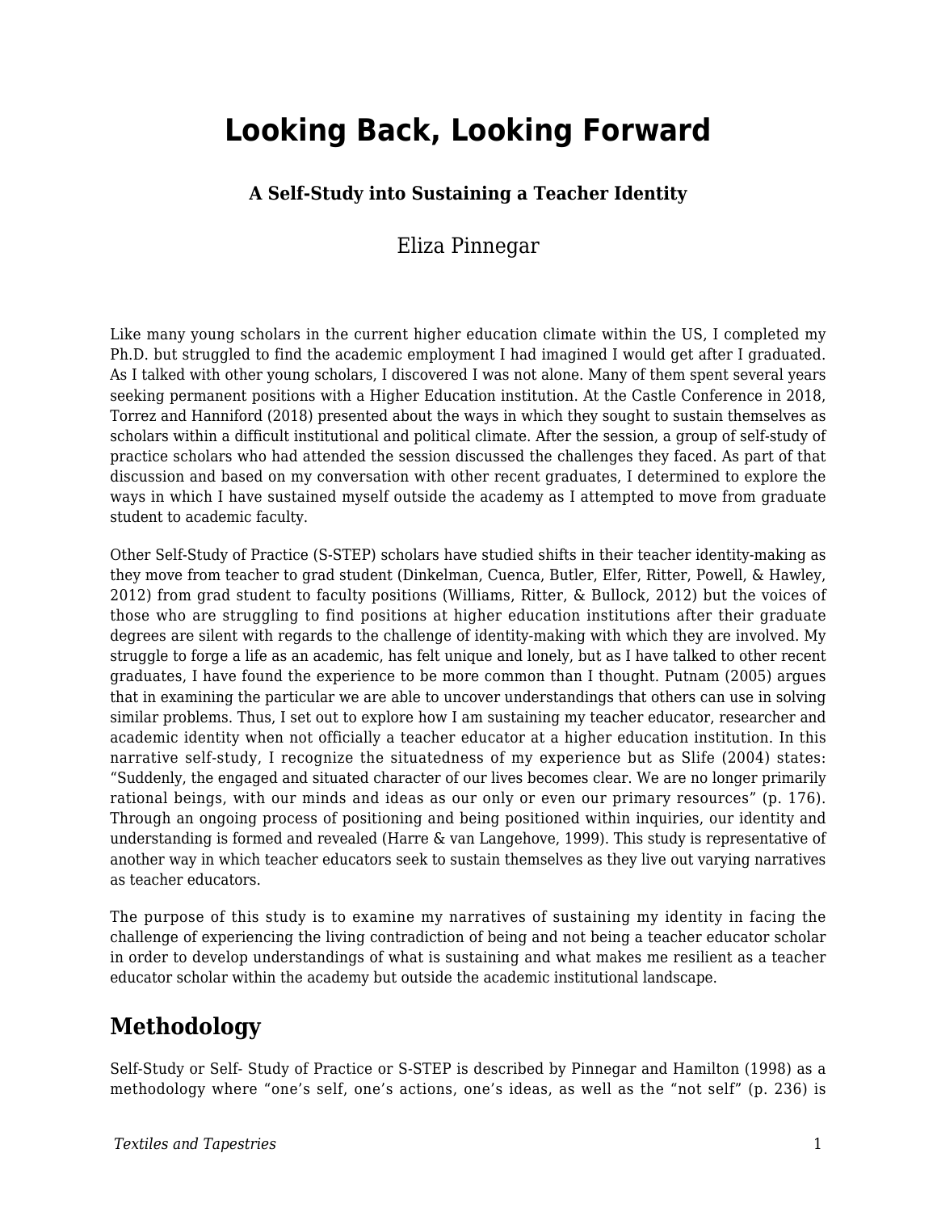# Looking Back, Looking Forward

### A Self-Study into Sustaining a Teacher Identity

Eliza Pinnegar

Like many young scholars in the current higher education climate within the US, I completed my Ph.D. but struggled to find the academic employment I had imagined I would get after I graduated. As I talked with other young scholars, I discovered I was not alone. Many of them spent several years seeking permanent positions with a Higher Education institution. At the Castle Conference in 2018, Torrez and Hanniford (2018) presented about the ways in which they sought to sustain themselves as scholars within a difficult institutional and political climate. After the session, a group of self-study of practice scholars who had attended the session discussed the challenges they faced. As part of that discussion and based on my conversation with other recent graduates, I determined to explore the ways in which I have sustained myself outside the academy as I attempted to move from graduate student to academic faculty.

Other Self-Study of Practice (S-STEP) scholars have studied shifts in their teacher identity-making as they move from teacher to grad student (Dinkelman, Cuenca, Butler, Elfer, Ritter, Powell, & Hawley, 2012) from grad student to faculty positions (Williams, Ritter, & Bullock, 2012) but the voices of those who are struggling to find positions at higher education institutions after their graduate degrees are silent with regards to the challenge of identity-making with which they are involved. My struggle to forge a life as an academic, has felt unique and lonely, but as I have talked to other recent graduates, I have found the experience to be more common than I thought. Putnam (2005) argues that in examining the particular we are able to uncover understandings that others can use in solving similar problems. Thus, I set out to explore how I am sustaining my teacher educator, researcher and academic identity when not officially a teacher educator at a higher education institution. In this narrative self-study, I recognize the situatedness of my experience but as Slife (2004) states: “Suddenly, the engaged and situated character of our lives becomes clear. We are no longer primarily rational beings, with our minds and ideas as our only or even our primary resources” (p. 176). Through an ongoing process of positioning and being positioned within inquiries, our identity and understanding is formed and revealed (Harre & van Langehove, 1999). This study is representative of another way in which teacher educators seek to sustain themselves as they live out varying narratives as teacher educators.

The purpose of this study is to examine my narratives of sustaining my identity in facing the challenge of experiencing the living contradiction of being and not being a teacher educator scholar in order to develop understandings of what is sustaining and what makes me resilient as a teacher educator scholar within the academy but outside the academic institutional landscape.

## Methodology

Self-Study or Self- Study of Practice or S-STEP is described by Pinnegar and Hamilton (1998) as a methodology where “one’s self, one’s actions, one’s ideas, as well as the “not self” (p. 236) is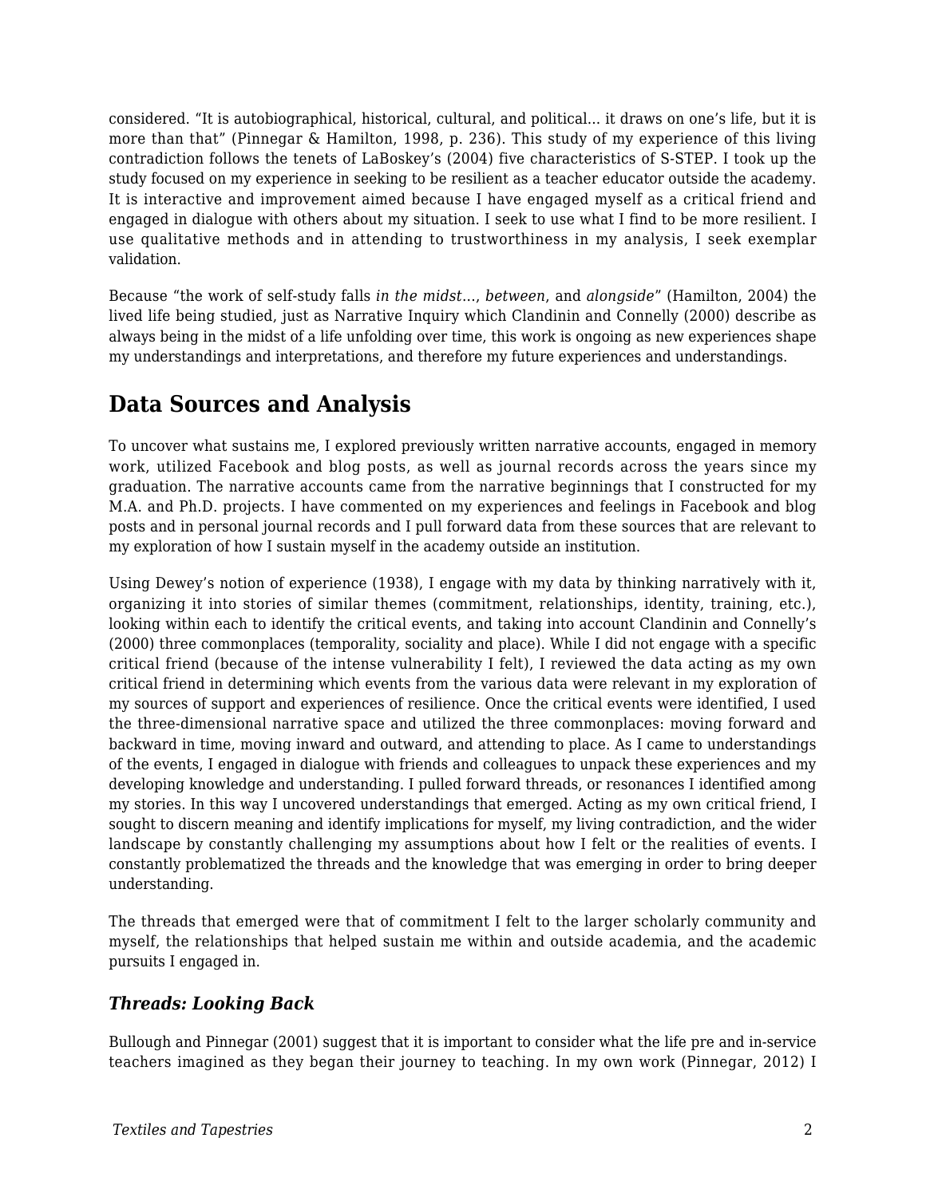considered. “It is autobiographical, historical, cultural, and political... it draws on one’s life, but it is more than that” (Pinnegar & Hamilton, 1998, p. 236). This study of my experience of this living contradiction follows the tenets of LaBoskey’s (2004) five characteristics of S-STEP. I took up the study focused on my experience in seeking to be resilient as a teacher educator outside the academy. It is interactive and improvement aimed because I have engaged myself as a critical friend and engaged in dialogue with others about my situation. I seek to use what I find to be more resilient. I use qualitative methods and in attending to trustworthiness in my analysis, I seek exemplar validation.

Because “the work of self-study falls *in the midst…*, *between*, and *alongside*” (Hamilton, 2004) the lived life being studied, just as Narrative Inquiry which Clandinin and Connelly (2000) describe as always being in the midst of a life unfolding over time, this work is ongoing as new experiences shape my understandings and interpretations, and therefore my future experiences and understandings.

## Data Sources and Analysis

To uncover what sustains me, I explored previously written narrative accounts, engaged in memory work, utilized Facebook and blog posts, as well as journal records across the years since my graduation. The narrative accounts came from the narrative beginnings that I constructed for my M.A. and Ph.D. projects. I have commented on my experiences and feelings in Facebook and blog posts and in personal journal records and I pull forward data from these sources that are relevant to my exploration of how I sustain myself in the academy outside an institution.

Using Dewey’s notion of experience (1938), I engage with my data by thinking narratively with it, organizing it into stories of similar themes (commitment, relationships, identity, training, etc.), looking within each to identify the critical events, and taking into account Clandinin and Connelly’s (2000) three commonplaces (temporality, sociality and place). While I did not engage with a specific critical friend (because of the intense vulnerability I felt), I reviewed the data acting as my own critical friend in determining which events from the various data were relevant in my exploration of my sources of support and experiences of resilience. Once the critical events were identified, I used the three-dimensional narrative space and utilized the three commonplaces: moving forward and backward in time, moving inward and outward, and attending to place. As I came to understandings of the events, I engaged in dialogue with friends and colleagues to unpack these experiences and my developing knowledge and understanding. I pulled forward threads, or resonances I identified among my stories. In this way I uncovered understandings that emerged. Acting as my own critical friend, I sought to discern meaning and identify implications for myself, my living contradiction, and the wider landscape by constantly challenging my assumptions about how I felt or the realities of events. I constantly problematized the threads and the knowledge that was emerging in order to bring deeper understanding.

The threads that emerged were that of commitment I felt to the larger scholarly community and myself, the relationships that helped sustain me within and outside academia, and the academic pursuits I engaged in.

### *Threads: Looking Back*

Bullough and Pinnegar (2001) suggest that it is important to consider what the life pre and in-service teachers imagined as they began their journey to teaching. In my own work (Pinnegar, 2012) I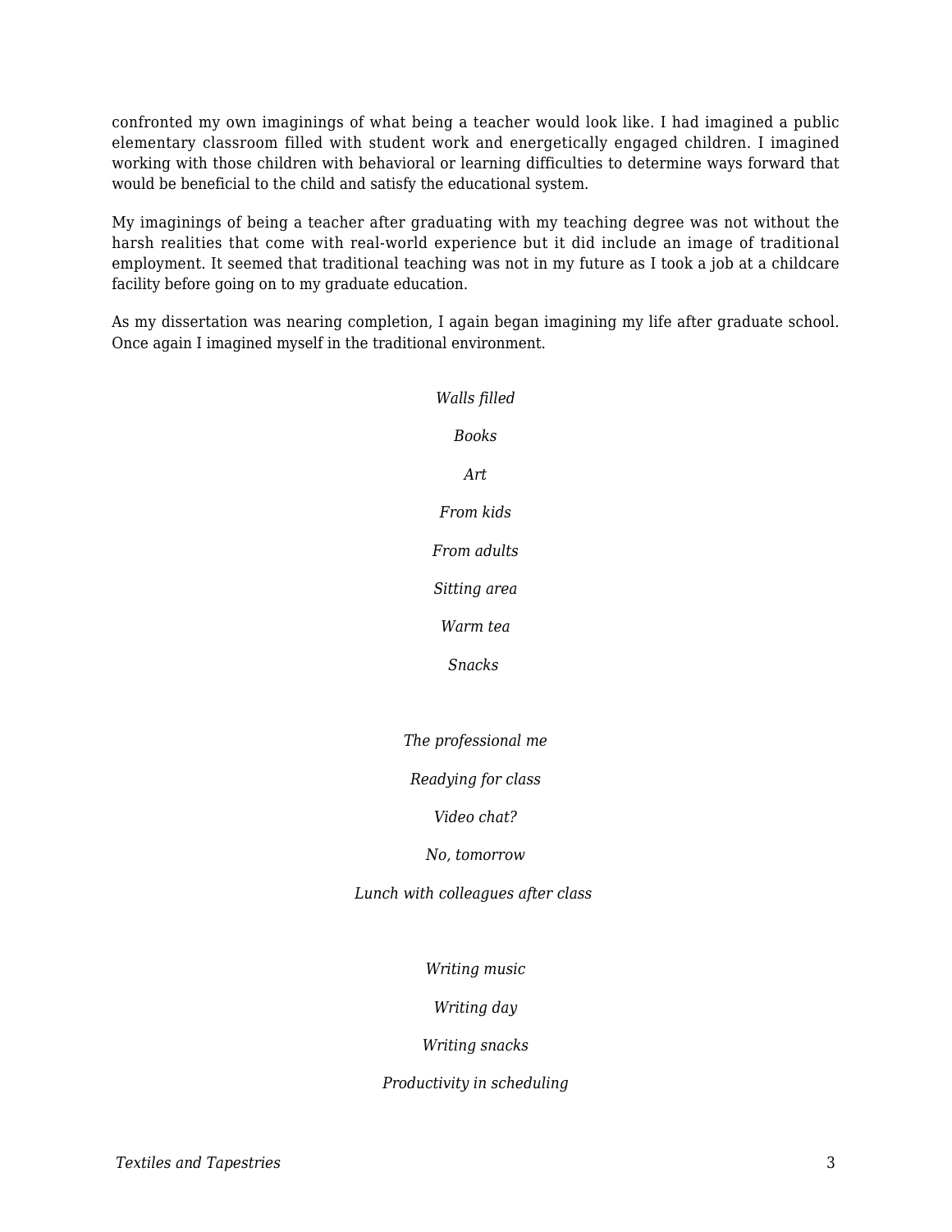confronted my own imaginings of what being a teacher would look like. I had imagined a public elementary classroom filled with student work and energetically engaged children. I imagined working with those children with behavioral or learning difficulties to determine ways forward that would be beneficial to the child and satisfy the educational system.

My imaginings of being a teacher after graduating with my teaching degree was not without the harsh realities that come with real-world experience but it did include an image of traditional employment. It seemed that traditional teaching was not in my future as I took a job at a childcare facility before going on to my graduate education.

As my dissertation was nearing completion, I again began imagining my life after graduate school. Once again I imagined myself in the traditional environment.

*Walls filled*

*Books*

*Art*

*From kids*

*From adults*

*Sitting area*

*Warm tea*

*Snacks*

*The professional me*

*Readying for class*

*Video chat?*

*No, tomorrow*

*Lunch with colleagues after class*

*Writing music*

*Writing day*

*Writing snacks*

*Productivity in scheduling*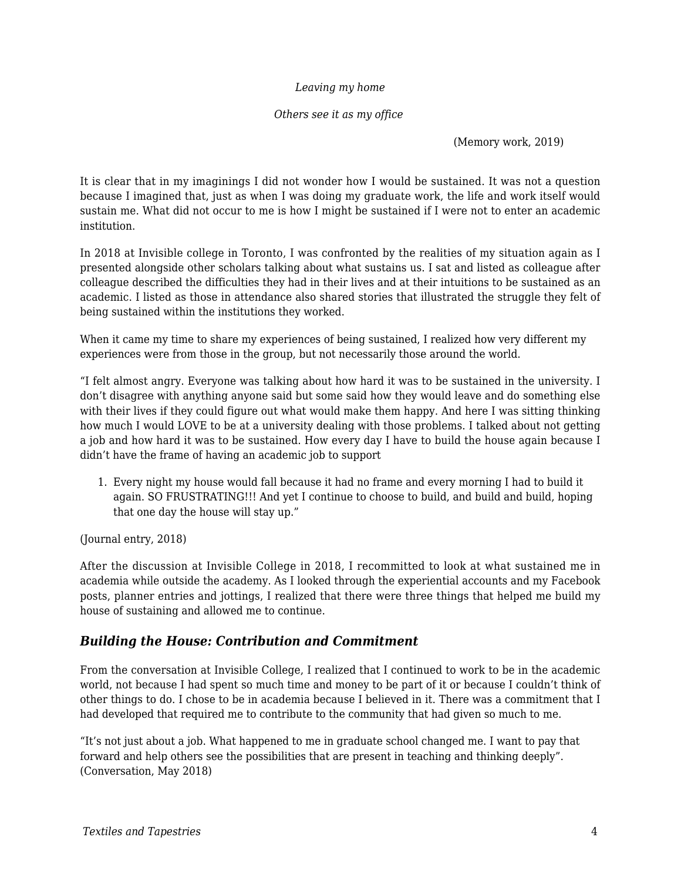*Leaving my home*

*Others see it as my office*

(Memory work, 2019)

It is clear that in my imaginings I did not wonder how I would be sustained. It was not a question because I imagined that, just as when I was doing my graduate work, the life and work itself would sustain me. What did not occur to me is how I might be sustained if I were not to enter an academic institution.

In 2018 at Invisible college in Toronto, I was confronted by the realities of my situation again as I presented alongside other scholars talking about what sustains us. I sat and listed as colleague after colleague described the difficulties they had in their lives and at their intuitions to be sustained as an academic. I listed as those in attendance also shared stories that illustrated the struggle they felt of being sustained within the institutions they worked.

When it came my time to share my experiences of being sustained, I realized how very different my experiences were from those in the group, but not necessarily those around the world.

"I felt almost angry. Everyone was talking about how hard it was to be sustained in the university. I don't disagree with anything anyone said but some said how they would leave and do something else with their lives if they could figure out what would make them happy. And here I was sitting thinking how much I would LOVE to be at a university dealing with those problems. I talked about not getting a job and how hard it was to be sustained. How every day I have to build the house again because I didn't have the frame of having an academic job to support

1. Every night my house would fall because it had no frame and every morning I had to build it again. SO FRUSTRATING!!! And yet I continue to choose to build, and build and build, hoping that one day the house will stay up."

(Journal entry, 2018)

After the discussion at Invisible College in 2018, I recommitted to look at what sustained me in academia while outside the academy. As I looked through the experiential accounts and my Facebook posts, planner entries and jottings, I realized that there were three things that helped me build my house of sustaining and allowed me to continue.

### *Building the House: Contribution and Commitment*

From the conversation at Invisible College, I realized that I continued to work to be in the academic world, not because I had spent so much time and money to be part of it or because I couldn't think of other things to do. I chose to be in academia because I believed in it. There was a commitment that I had developed that required me to contribute to the community that had given so much to me.

"It's not just about a job. What happened to me in graduate school changed me. I want to pay that forward and help others see the possibilities that are present in teaching and thinking deeply". (Conversation, May 2018)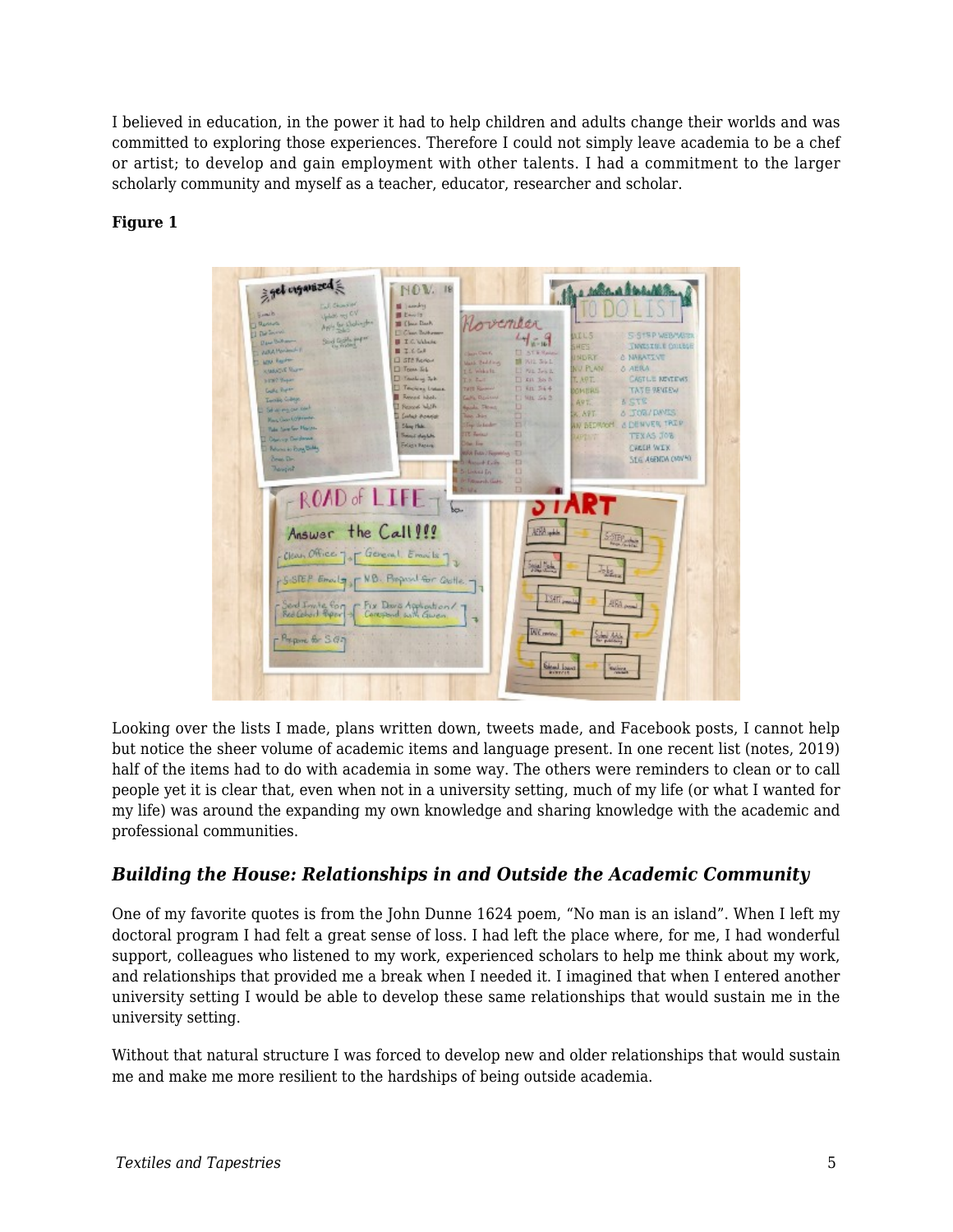I believed in education, in the power it had to help children and adults change their worlds and was committed to exploring those experiences. Therefore I could not simply leave academia to be a chef or artist; to develop and gain employment with other talents. I had a commitment to the larger scholarly community and myself as a teacher, educator, researcher and scholar.

**Figure 1**

Looking over the lists I made, plans written down, tweets made, and Facebook posts, I cannot help but notice the sheer volume of academic items and language present. In one recent list (notes, 2019) half of the items had to do with academia in some way. The others were reminders to clean or to call people yet it is clear that, even when not in a university setting, much of my life (or what I wanted for my life) was around the expanding my own knowledge and sharing knowledge with the academic and professional communities.

### *Building the House: Relationships in and Outside the Academic Community*

One of my favorite quotes is from the John Dunne 1624 poem, "No man is an island". When I left my doctoral program I had felt a great sense of loss. I had left the place where, for me, I had wonderful support, colleagues who listened to my work, experienced scholars to help me think about my work, and relationships that provided me a break when I needed it. I imagined that when I entered another university setting I would be able to develop these same relationships that would sustain me in the university setting.

Without that natural structure I was forced to develop new and older relationships that would sustain me and make me more resilient to the hardships of being outside academia.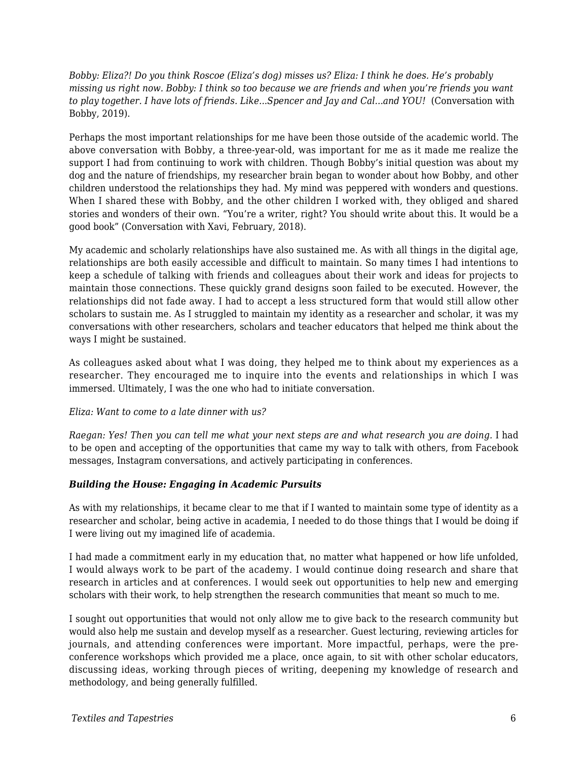*Bobby: Eliza?! Do you think Roscoe (Eliza's dog) misses us? Eliza: I think he does. He's probably missing us right now. Bobby: I think so too because we are friends and when you're friends you want to play together. I have lots of friends. Like…Spencer and Jay and Cal…and YOU!* (Conversation with Bobby, 2019).

Perhaps the most important relationships for me have been those outside of the academic world. The above conversation with Bobby, a three-year-old, was important for me as it made me realize the support I had from continuing to work with children. Though Bobby's initial question was about my dog and the nature of friendships, my researcher brain began to wonder about how Bobby, and other children understood the relationships they had. My mind was peppered with wonders and questions. When I shared these with Bobby, and the other children I worked with, they obliged and shared stories and wonders of their own. "You're a writer, right? You should write about this. It would be a good book" (Conversation with Xavi, February, 2018).

My academic and scholarly relationships have also sustained me. As with all things in the digital age, relationships are both easily accessible and difficult to maintain. So many times I had intentions to keep a schedule of talking with friends and colleagues about their work and ideas for projects to maintain those connections. These quickly grand designs soon failed to be executed. However, the relationships did not fade away. I had to accept a less structured form that would still allow other scholars to sustain me. As I struggled to maintain my identity as a researcher and scholar, it was my conversations with other researchers, scholars and teacher educators that helped me think about the ways I might be sustained.

As colleagues asked about what I was doing, they helped me to think about my experiences as a researcher. They encouraged me to inquire into the events and relationships in which I was immersed. Ultimately, I was the one who had to initiate conversation.

*Eliza: Want to come to a late dinner with us?*

*Raegan: Yes! Then you can tell me what your next steps are and what research you are doing.* I had to be open and accepting of the opportunities that came my way to talk with others, from Facebook messages, Instagram conversations, and actively participating in conferences.

### *Building the House: Engaging in Academic Pursuits*

As with my relationships, it became clear to me that if I wanted to maintain some type of identity as a researcher and scholar, being active in academia, I needed to do those things that I would be doing if I were living out my imagined life of academia.

I had made a commitment early in my education that, no matter what happened or how life unfolded, I would always work to be part of the academy. I would continue doing research and share that research in articles and at conferences. I would seek out opportunities to help new and emerging scholars with their work, to help strengthen the research communities that meant so much to me.

I sought out opportunities that would not only allow me to give back to the research community but would also help me sustain and develop myself as a researcher. Guest lecturing, reviewing articles for journals, and attending conferences were important. More impactful, perhaps, were the pre-conference workshops which provided me a place, once again, to sit with other scholar educators, discussing ideas, working through pieces of writing, deepening my knowledge of research and methodology, and being generally fulfilled.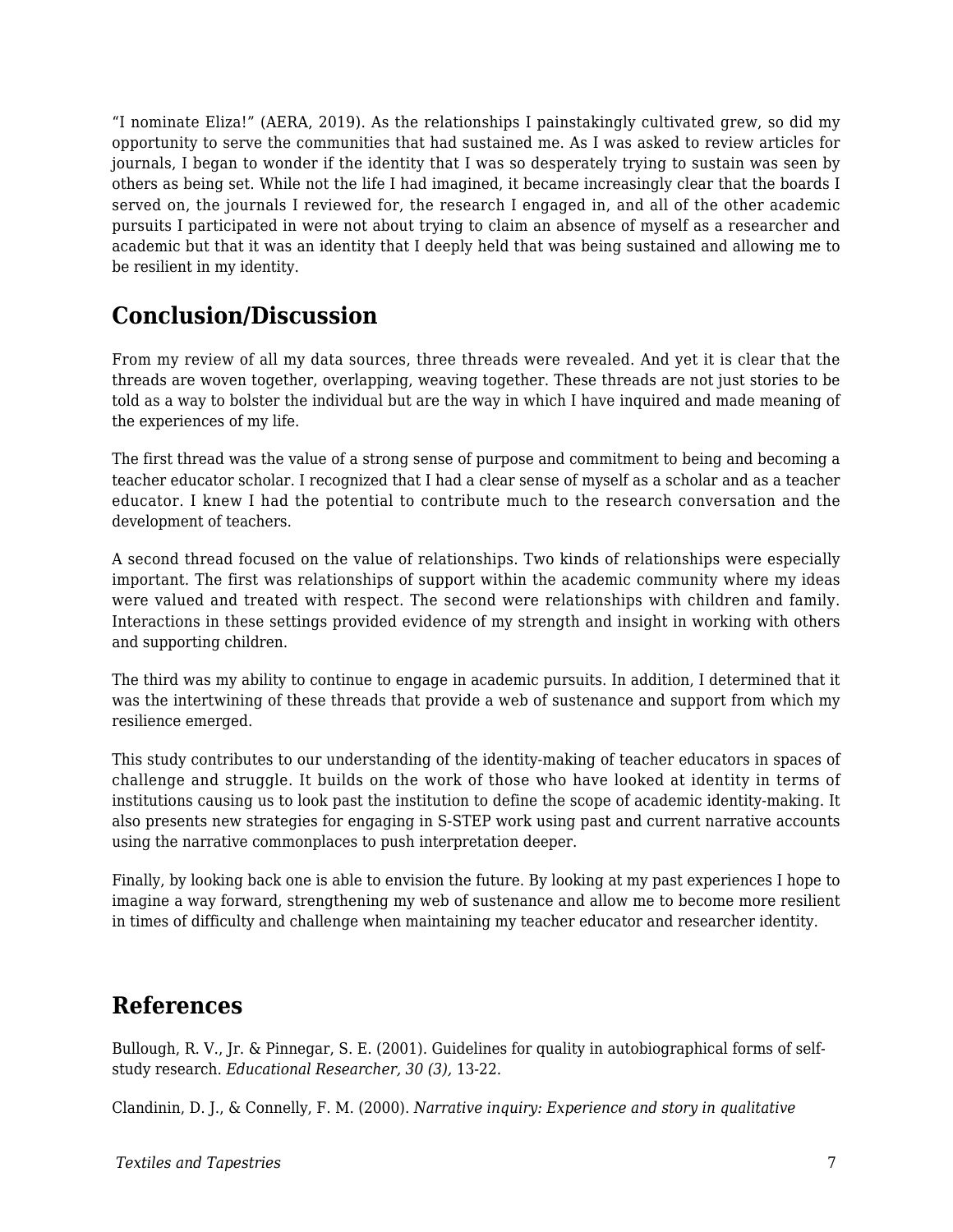"I nominate Eliza!" (AERA, 2019). As the relationships I painstakingly cultivated grew, so did my opportunity to serve the communities that had sustained me. As I was asked to review articles for journals, I began to wonder if the identity that I was so desperately trying to sustain was seen by others as being set. While not the life I had imagined, it became increasingly clear that the boards I served on, the journals I reviewed for, the research I engaged in, and all of the other academic pursuits I participated in were not about trying to claim an absence of myself as a researcher and academic but that it was an identity that I deeply held that was being sustained and allowing me to be resilient in my identity.

## Conclusion/Discussion

From my review of all my data sources, three threads were revealed. And yet it is clear that the threads are woven together, overlapping, weaving together. These threads are not just stories to be told as a way to bolster the individual but are the way in which I have inquired and made meaning of the experiences of my life.

The first thread was the value of a strong sense of purpose and commitment to being and becoming a teacher educator scholar. I recognized that I had a clear sense of myself as a scholar and as a teacher educator. I knew I had the potential to contribute much to the research conversation and the development of teachers.

A second thread focused on the value of relationships. Two kinds of relationships were especially important. The first was relationships of support within the academic community where my ideas were valued and treated with respect. The second were relationships with children and family. Interactions in these settings provided evidence of my strength and insight in working with others and supporting children.

The third was my ability to continue to engage in academic pursuits. In addition, I determined that it was the intertwining of these threads that provide a web of sustenance and support from which my resilience emerged.

This study contributes to our understanding of the identity-making of teacher educators in spaces of challenge and struggle. It builds on the work of those who have looked at identity in terms of institutions causing us to look past the institution to define the scope of academic identity-making. It also presents new strategies for engaging in S-STEP work using past and current narrative accounts using the narrative commonplaces to push interpretation deeper.

Finally, by looking back one is able to envision the future. By looking at my past experiences I hope to imagine a way forward, strengthening my web of sustenance and allow me to become more resilient in times of difficulty and challenge when maintaining my teacher educator and researcher identity.

## References

Bullough, R. V., Jr. & Pinnegar, S. E. (2001). Guidelines for quality in autobiographical forms of self-study research. *Educational Researcher, 30 (3),* 13-22.

Clandinin, D. J., & Connelly, F. M. (2000). *Narrative inquiry: Experience and story in qualitative*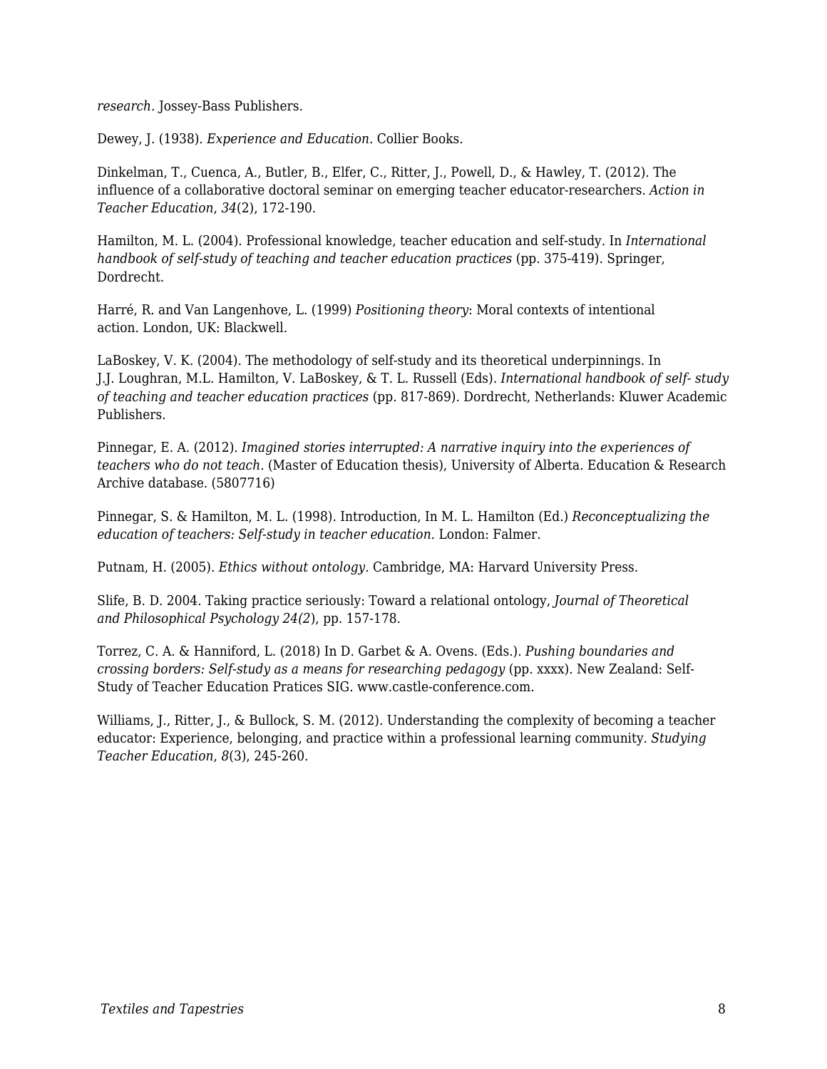*research*. Jossey-Bass Publishers.

Dewey, J. (1938). *Experience and Education*. Collier Books.

Dinkelman, T., Cuenca, A., Butler, B., Elfer, C., Ritter, J., Powell, D., & Hawley, T. (2012). The influence of a collaborative doctoral seminar on emerging teacher educator-researchers. *Action in Teacher Education*, *34*(2), 172-190.

Hamilton, M. L. (2004). Professional knowledge, teacher education and self-study. In *International handbook of self-study of teaching and teacher education practices* (pp. 375-419). Springer, Dordrecht.

Harré, R. and Van Langenhove, L. (1999) *Positioning theory*: Moral contexts of intentional action. London, UK: Blackwell.

LaBoskey, V. K. (2004). The methodology of self-study and its theoretical underpinnings. In J.J. Loughran, M.L. Hamilton, V. LaBoskey, & T. L. Russell (Eds). *International handbook of self- study of teaching and teacher education practices* (pp. 817-869). Dordrecht, Netherlands: Kluwer Academic Publishers.

Pinnegar, E. A. (2012). *Imagined stories interrupted: A narrative inquiry into the experiences of teachers who do not teach.* (Master of Education thesis), University of Alberta. Education & Research Archive database. (5807716)

Pinnegar, S. & Hamilton, M. L. (1998). Introduction, In M. L. Hamilton (Ed.) *Reconceptualizing the education of teachers: Self-study in teacher education.* London: Falmer.

Putnam, H. (2005). *Ethics without ontology.* Cambridge, MA: Harvard University Press.

Slife, B. D. 2004. Taking practice seriously: Toward a relational ontology, *Journal of Theoretical and Philosophical Psychology 24(2*), pp. 157-178.

Torrez, C. A. & Hanniford, L. (2018) In D. Garbet & A. Ovens. (Eds.). *Pushing boundaries and crossing borders: Self-study as a means for researching pedagogy* (pp. xxxx). New Zealand: Self-Study of Teacher Education Pratices SIG. www.castle-conference.com.

Williams, J., Ritter, J., & Bullock, S. M. (2012). Understanding the complexity of becoming a teacher educator: Experience, belonging, and practice within a professional learning community. *Studying Teacher Education*, *8*(3), 245-260.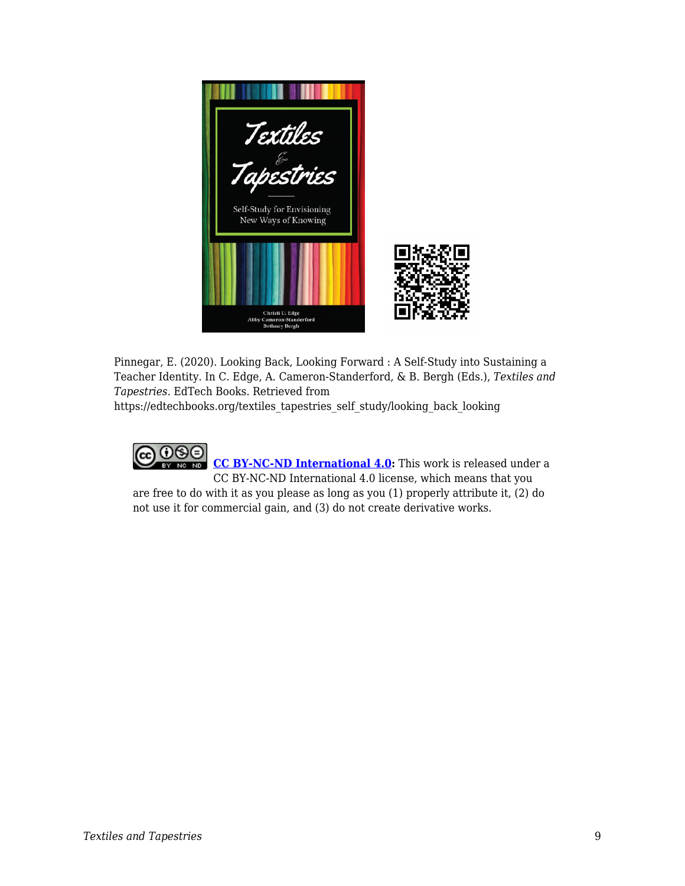Pinnegar, E. (2020). Looking Back, Looking Forward : A Self-Study into Sustaining a Teacher Identity. In C. Edge, A. Cameron-Standerford, & B. Bergh (Eds.), *Textiles and Tapestries*. EdTech Books. Retrieved from https://edtechbooks.org/textiles_tapestries_self_study/looking_back_looking

**CC BY-NC-ND International 4.0:** This work is released under a CC BY-NC-ND International 4.0 license, which means that you are free to do with it as you please as long as you (1) properly attribute it, (2) do not use it for commercial gain, and (3) do not create derivative works.